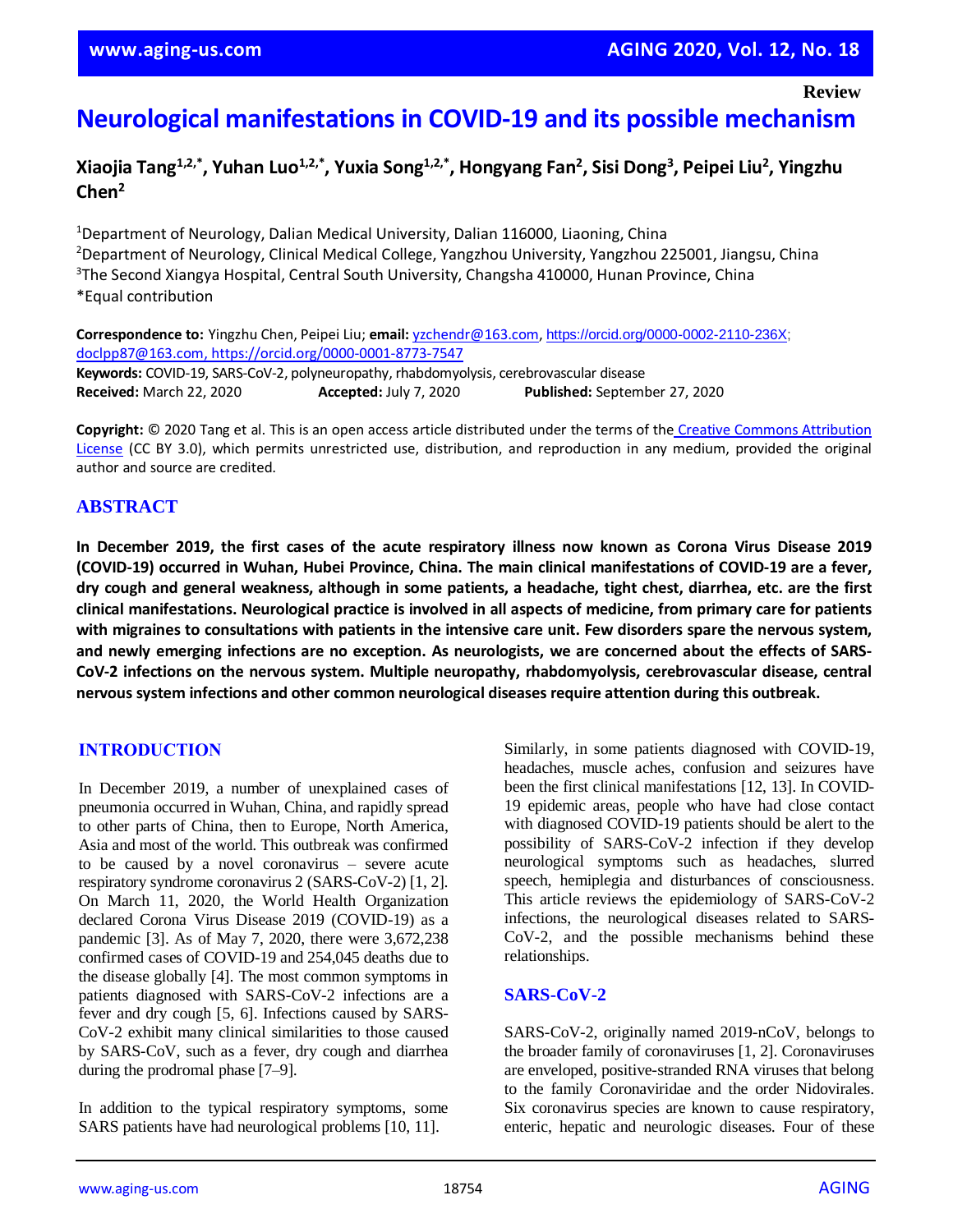Review

# Neurological manifestations in COVID-19 and its possible mechanism

**Xiaojia Tang[1,2,*], Yuhan Luo[1,2,*], Yuxia Song[1,2,*], Hongyang Fan[2], Sisi Dong[3], Peipei Liu[2], Yingzhu Chen[2]**

[1]Department of Neurology, Dalian Medical University, Dalian 116000, Liaoning, China
[2]Department of Neurology, Clinical Medical College, Yangzhou University, Yangzhou 225001, Jiangsu, China
[3]The Second Xiangya Hospital, Central South University, Changsha 410000, Hunan Province, China
*Equal contribution

**Correspondence to:** Yingzhu Chen, Peipei Liu; **email:** yzchendr@163.com, https://orcid.org/0000-0002-2110-236X; doclpp87@163.com, https://orcid.org/0000-0001-8773-7547
**Keywords:** COVID-19, SARS-CoV-2, polyneuropathy, rhabdomyolysis, cerebrovascular disease
**Received:** March 22, 2020 **Accepted:** July 7, 2020 **Published:** September 27, 2020

**Copyright:** © 2020 Tang et al. This is an open access article distributed under the terms of the Creative Commons Attribution License (CC BY 3.0), which permits unrestricted use, distribution, and reproduction in any medium, provided the original author and source are credited.

## ABSTRACT

**In December 2019, the first cases of the acute respiratory illness now known as Corona Virus Disease 2019 (COVID-19) occurred in Wuhan, Hubei Province, China. The main clinical manifestations of COVID-19 are a fever, dry cough and general weakness, although in some patients, a headache, tight chest, diarrhea, etc. are the first clinical manifestations. Neurological practice is involved in all aspects of medicine, from primary care for patients with migraines to consultations with patients in the intensive care unit. Few disorders spare the nervous system, and newly emerging infections are no exception. As neurologists, we are concerned about the effects of SARS-CoV-2 infections on the nervous system. Multiple neuropathy, rhabdomyolysis, cerebrovascular disease, central nervous system infections and other common neurological diseases require attention during this outbreak.**

## INTRODUCTION

In December 2019, a number of unexplained cases of pneumonia occurred in Wuhan, China, and rapidly spread to other parts of China, then to Europe, North America, Asia and most of the world. This outbreak was confirmed to be caused by a novel coronavirus – severe acute respiratory syndrome coronavirus 2 (SARS-CoV-2) [1, 2]. On March 11, 2020, the World Health Organization declared Corona Virus Disease 2019 (COVID-19) as a pandemic [3]. As of May 7, 2020, there were 3,672,238 confirmed cases of COVID-19 and 254,045 deaths due to the disease globally [4]. The most common symptoms in patients diagnosed with SARS-CoV-2 infections are a fever and dry cough [5, 6]. Infections caused by SARS-CoV-2 exhibit many clinical similarities to those caused by SARS-CoV, such as a fever, dry cough and diarrhea during the prodromal phase [7–9].

In addition to the typical respiratory symptoms, some SARS patients have had neurological problems [10, 11]. Similarly, in some patients diagnosed with COVID-19, headaches, muscle aches, confusion and seizures have been the first clinical manifestations [12, 13]. In COVID-19 epidemic areas, people who have had close contact with diagnosed COVID-19 patients should be alert to the possibility of SARS-CoV-2 infection if they develop neurological symptoms such as headaches, slurred speech, hemiplegia and disturbances of consciousness. This article reviews the epidemiology of SARS-CoV-2 infections, the neurological diseases related to SARS-CoV-2, and the possible mechanisms behind these relationships.

## SARS-CoV-2

SARS-CoV-2, originally named 2019-nCoV, belongs to the broader family of coronaviruses [1, 2]. Coronaviruses are enveloped, positive-stranded RNA viruses that belong to the family Coronaviridae and the order Nidovirales. Six coronavirus species are known to cause respiratory, enteric, hepatic and neurologic diseases. Four of these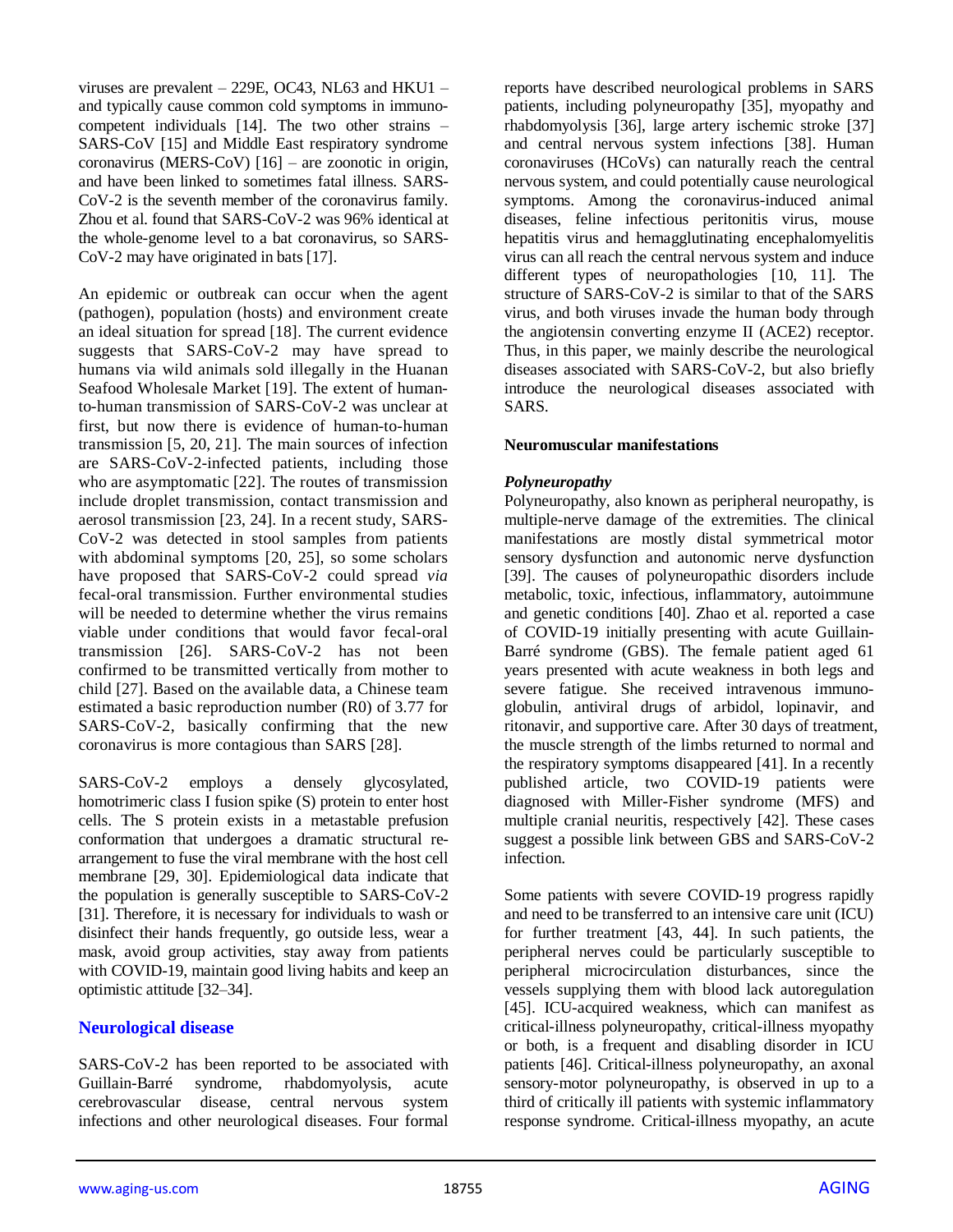viruses are prevalent – 229E, OC43, NL63 and HKU1 – and typically cause common cold symptoms in immunocompetent individuals [14]. The two other strains – SARS-CoV [15] and Middle East respiratory syndrome coronavirus (MERS-CoV) [16] – are zoonotic in origin, and have been linked to sometimes fatal illness. SARS-CoV-2 is the seventh member of the coronavirus family. Zhou et al. found that SARS-CoV-2 was 96% identical at the whole-genome level to a bat coronavirus, so SARS-CoV-2 may have originated in bats [17].

An epidemic or outbreak can occur when the agent (pathogen), population (hosts) and environment create an ideal situation for spread [18]. The current evidence suggests that SARS-CoV-2 may have spread to humans via wild animals sold illegally in the Huanan Seafood Wholesale Market [19]. The extent of human-to-human transmission of SARS-CoV-2 was unclear at first, but now there is evidence of human-to-human transmission [5, 20, 21]. The main sources of infection are SARS-CoV-2-infected patients, including those who are asymptomatic [22]. The routes of transmission include droplet transmission, contact transmission and aerosol transmission [23, 24]. In a recent study, SARS-CoV-2 was detected in stool samples from patients with abdominal symptoms [20, 25], so some scholars have proposed that SARS-CoV-2 could spread *via* fecal-oral transmission. Further environmental studies will be needed to determine whether the virus remains viable under conditions that would favor fecal-oral transmission [26]. SARS-CoV-2 has not been confirmed to be transmitted vertically from mother to child [27]. Based on the available data, a Chinese team estimated a basic reproduction number (R0) of 3.77 for SARS-CoV-2, basically confirming that the new coronavirus is more contagious than SARS [28].

SARS-CoV-2 employs a densely glycosylated, homotrimeric class I fusion spike (S) protein to enter host cells. The S protein exists in a metastable prefusion conformation that undergoes a dramatic structural rearrangement to fuse the viral membrane with the host cell membrane [29, 30]. Epidemiological data indicate that the population is generally susceptible to SARS-CoV-2 [31]. Therefore, it is necessary for individuals to wash or disinfect their hands frequently, go outside less, wear a mask, avoid group activities, stay away from patients with COVID-19, maintain good living habits and keep an optimistic attitude [32–34].

## Neurological disease

SARS-CoV-2 has been reported to be associated with Guillain-Barré syndrome, rhabdomyolysis, acute cerebrovascular disease, central nervous system infections and other neurological diseases. Four formal reports have described neurological problems in SARS patients, including polyneuropathy [35], myopathy and rhabdomyolysis [36], large artery ischemic stroke [37] and central nervous system infections [38]. Human coronaviruses (HCoVs) can naturally reach the central nervous system, and could potentially cause neurological symptoms. Among the coronavirus-induced animal diseases, feline infectious peritonitis virus, mouse hepatitis virus and hemagglutinating encephalomyelitis virus can all reach the central nervous system and induce different types of neuropathologies [10, 11]. The structure of SARS-CoV-2 is similar to that of the SARS virus, and both viruses invade the human body through the angiotensin converting enzyme II (ACE2) receptor. Thus, in this paper, we mainly describe the neurological diseases associated with SARS-CoV-2, but also briefly introduce the neurological diseases associated with SARS.

### Neuromuscular manifestations

#### *Polyneuropathy*

Polyneuropathy, also known as peripheral neuropathy, is multiple-nerve damage of the extremities. The clinical manifestations are mostly distal symmetrical motor sensory dysfunction and autonomic nerve dysfunction [39]. The causes of polyneuropathic disorders include metabolic, toxic, infectious, inflammatory, autoimmune and genetic conditions [40]. Zhao et al. reported a case of COVID-19 initially presenting with acute Guillain-Barré syndrome (GBS). The female patient aged 61 years presented with acute weakness in both legs and severe fatigue. She received intravenous immunoglobulin, antiviral drugs of arbidol, lopinavir, and ritonavir, and supportive care. After 30 days of treatment, the muscle strength of the limbs returned to normal and the respiratory symptoms disappeared [41]. In a recently published article, two COVID-19 patients were diagnosed with Miller-Fisher syndrome (MFS) and multiple cranial neuritis, respectively [42]. These cases suggest a possible link between GBS and SARS-CoV-2 infection.

Some patients with severe COVID-19 progress rapidly and need to be transferred to an intensive care unit (ICU) for further treatment [43, 44]. In such patients, the peripheral nerves could be particularly susceptible to peripheral microcirculation disturbances, since the vessels supplying them with blood lack autoregulation [45]. ICU-acquired weakness, which can manifest as critical-illness polyneuropathy, critical-illness myopathy or both, is a frequent and disabling disorder in ICU patients [46]. Critical-illness polyneuropathy, an axonal sensory-motor polyneuropathy, is observed in up to a third of critically ill patients with systemic inflammatory response syndrome. Critical-illness myopathy, an acute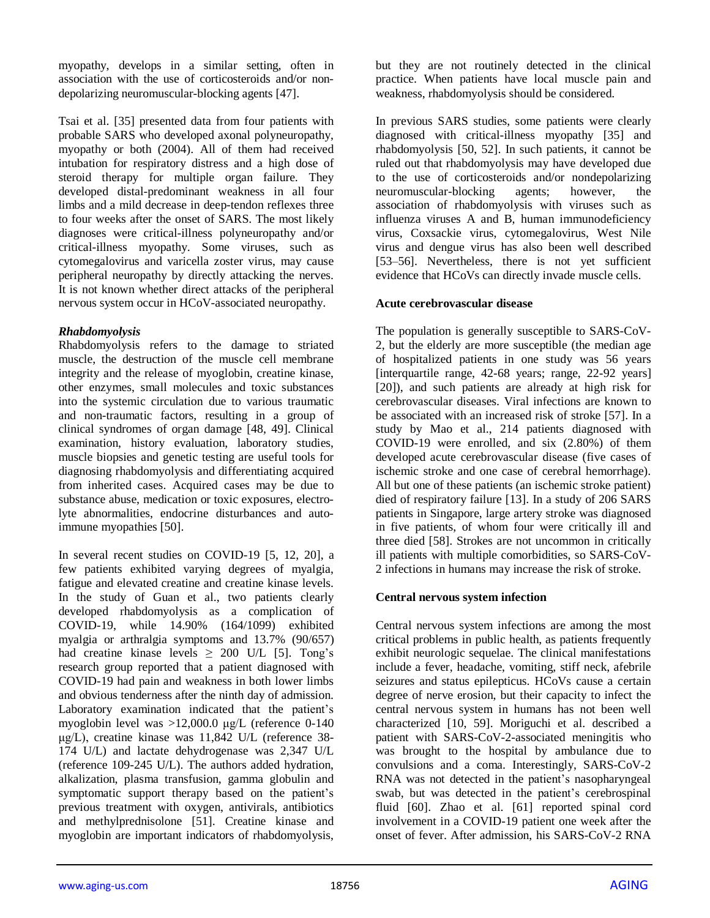myopathy, develops in a similar setting, often in association with the use of corticosteroids and/or non-depolarizing neuromuscular-blocking agents [47].

Tsai et al. [35] presented data from four patients with probable SARS who developed axonal polyneuropathy, myopathy or both (2004). All of them had received intubation for respiratory distress and a high dose of steroid therapy for multiple organ failure. They developed distal-predominant weakness in all four limbs and a mild decrease in deep-tendon reflexes three to four weeks after the onset of SARS. The most likely diagnoses were critical-illness polyneuropathy and/or critical-illness myopathy. Some viruses, such as cytomegalovirus and varicella zoster virus, may cause peripheral neuropathy by directly attacking the nerves. It is not known whether direct attacks of the peripheral nervous system occur in HCoV-associated neuropathy.

### *Rhabdomyolysis*

Rhabdomyolysis refers to the damage to striated muscle, the destruction of the muscle cell membrane integrity and the release of myoglobin, creatine kinase, other enzymes, small molecules and toxic substances into the systemic circulation due to various traumatic and non-traumatic factors, resulting in a group of clinical syndromes of organ damage [48, 49]. Clinical examination, history evaluation, laboratory studies, muscle biopsies and genetic testing are useful tools for diagnosing rhabdomyolysis and differentiating acquired from inherited cases. Acquired cases may be due to substance abuse, medication or toxic exposures, electrolyte abnormalities, endocrine disturbances and autoimmune myopathies [50].

In several recent studies on COVID-19 [5, 12, 20], a few patients exhibited varying degrees of myalgia, fatigue and elevated creatine and creatine kinase levels. In the study of Guan et al., two patients clearly developed rhabdomyolysis as a complication of COVID-19, while 14.90% (164/1099) exhibited myalgia or arthralgia symptoms and 13.7% (90/657) had creatine kinase levels $\geq$ 200 U/L [5]. Tong's research group reported that a patient diagnosed with COVID-19 had pain and weakness in both lower limbs and obvious tenderness after the ninth day of admission. Laboratory examination indicated that the patient's myoglobin level was >12,000.0 μg/L (reference 0-140 μg/L), creatine kinase was 11,842 U/L (reference 38-174 U/L) and lactate dehydrogenase was 2,347 U/L (reference 109-245 U/L). The authors added hydration, alkalization, plasma transfusion, gamma globulin and symptomatic support therapy based on the patient's previous treatment with oxygen, antivirals, antibiotics and methylprednisolone [51]. Creatine kinase and myoglobin are important indicators of rhabdomyolysis, but they are not routinely detected in the clinical practice. When patients have local muscle pain and weakness, rhabdomyolysis should be considered.

In previous SARS studies, some patients were clearly diagnosed with critical-illness myopathy [35] and rhabdomyolysis [50, 52]. In such patients, it cannot be ruled out that rhabdomyolysis may have developed due to the use of corticosteroids and/or nondepolarizing neuromuscular-blocking agents; however, the association of rhabdomyolysis with viruses such as influenza viruses A and B, human immunodeficiency virus, Coxsackie virus, cytomegalovirus, West Nile virus and dengue virus has also been well described [53–56]. Nevertheless, there is not yet sufficient evidence that HCoVs can directly invade muscle cells.

## **Acute cerebrovascular disease**

The population is generally susceptible to SARS-CoV-2, but the elderly are more susceptible (the median age of hospitalized patients in one study was 56 years [interquartile range, 42-68 years; range, 22-92 years] [20]), and such patients are already at high risk for cerebrovascular diseases. Viral infections are known to be associated with an increased risk of stroke [57]. In a study by Mao et al., 214 patients diagnosed with COVID-19 were enrolled, and six (2.80%) of them developed acute cerebrovascular disease (five cases of ischemic stroke and one case of cerebral hemorrhage). All but one of these patients (an ischemic stroke patient) died of respiratory failure [13]. In a study of 206 SARS patients in Singapore, large artery stroke was diagnosed in five patients, of whom four were critically ill and three died [58]. Strokes are not uncommon in critically ill patients with multiple comorbidities, so SARS-CoV-2 infections in humans may increase the risk of stroke.

## **Central nervous system infection**

Central nervous system infections are among the most critical problems in public health, as patients frequently exhibit neurologic sequelae. The clinical manifestations include a fever, headache, vomiting, stiff neck, afebrile seizures and status epilepticus. HCoVs cause a certain degree of nerve erosion, but their capacity to infect the central nervous system in humans has not been well characterized [10, 59]. Moriguchi et al. described a patient with SARS-CoV-2-associated meningitis who was brought to the hospital by ambulance due to convulsions and a coma. Interestingly, SARS-CoV-2 RNA was not detected in the patient's nasopharyngeal swab, but was detected in the patient's cerebrospinal fluid [60]. Zhao et al. [61] reported spinal cord involvement in a COVID-19 patient one week after the onset of fever. After admission, his SARS-CoV-2 RNA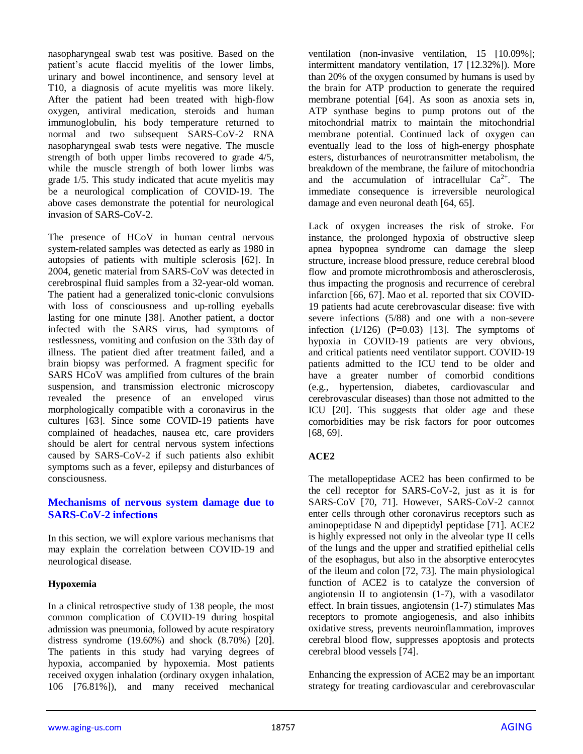nasopharyngeal swab test was positive. Based on the patient's acute flaccid myelitis of the lower limbs, urinary and bowel incontinence, and sensory level at T10, a diagnosis of acute myelitis was more likely. After the patient had been treated with high-flow oxygen, antiviral medication, steroids and human immunoglobulin, his body temperature returned to normal and two subsequent SARS-CoV-2 RNA nasopharyngeal swab tests were negative. The muscle strength of both upper limbs recovered to grade 4/5, while the muscle strength of both lower limbs was grade 1/5. This study indicated that acute myelitis may be a neurological complication of COVID-19. The above cases demonstrate the potential for neurological invasion of SARS-CoV-2.

The presence of HCoV in human central nervous system-related samples was detected as early as 1980 in autopsies of patients with multiple sclerosis [62]. In 2004, genetic material from SARS-CoV was detected in cerebrospinal fluid samples from a 32-year-old woman. The patient had a generalized tonic-clonic convulsions with loss of consciousness and up-rolling eyeballs lasting for one minute [38]. Another patient, a doctor infected with the SARS virus, had symptoms of restlessness, vomiting and confusion on the 33th day of illness. The patient died after treatment failed, and a brain biopsy was performed. A fragment specific for SARS HCoV was amplified from cultures of the brain suspension, and transmission electronic microscopy revealed the presence of an enveloped virus morphologically compatible with a coronavirus in the cultures [63]. Since some COVID-19 patients have complained of headaches, nausea etc, care providers should be alert for central nervous system infections caused by SARS-CoV-2 if such patients also exhibit symptoms such as a fever, epilepsy and disturbances of consciousness.

## Mechanisms of nervous system damage due to SARS-CoV-2 infections

In this section, we will explore various mechanisms that may explain the correlation between COVID-19 and neurological disease.

### Hypoxemia

In a clinical retrospective study of 138 people, the most common complication of COVID-19 during hospital admission was pneumonia, followed by acute respiratory distress syndrome (19.60%) and shock (8.70%) [20]. The patients in this study had varying degrees of hypoxia, accompanied by hypoxemia. Most patients received oxygen inhalation (ordinary oxygen inhalation, 106 [76.81%]), and many received mechanical ventilation (non-invasive ventilation, 15 [10.09%]; intermittent mandatory ventilation, 17 [12.32%]). More than 20% of the oxygen consumed by humans is used by the brain for ATP production to generate the required membrane potential [64]. As soon as anoxia sets in, ATP synthase begins to pump protons out of the mitochondrial matrix to maintain the mitochondrial membrane potential. Continued lack of oxygen can eventually lead to the loss of high-energy phosphate esters, disturbances of neurotransmitter metabolism, the breakdown of the membrane, the failure of mitochondria and the accumulation of intracellular $Ca^{2+}$. The immediate consequence is irreversible neurological damage and even neuronal death [64, 65].

Lack of oxygen increases the risk of stroke. For instance, the prolonged hypoxia of obstructive sleep apnea hypopnea syndrome can damage the sleep structure, increase blood pressure, reduce cerebral blood flow and promote microthrombosis and atherosclerosis, thus impacting the prognosis and recurrence of cerebral infarction [66, 67]. Mao et al. reported that six COVID-19 patients had acute cerebrovascular disease: five with severe infections (5/88) and one with a non-severe infection (1/126) ($P=0.03$) [13]. The symptoms of hypoxia in COVID-19 patients are very obvious, and critical patients need ventilator support. COVID-19 patients admitted to the ICU tend to be older and have a greater number of comorbid conditions (e.g., hypertension, diabetes, cardiovascular and cerebrovascular diseases) than those not admitted to the ICU [20]. This suggests that older age and these comorbidities may be risk factors for poor outcomes [68, 69].

### ACE2

The metallopeptidase ACE2 has been confirmed to be the cell receptor for SARS-CoV-2, just as it is for SARS-CoV [70, 71]. However, SARS-CoV-2 cannot enter cells through other coronavirus receptors such as aminopeptidase N and dipeptidyl peptidase [71]. ACE2 is highly expressed not only in the alveolar type II cells of the lungs and the upper and stratified epithelial cells of the esophagus, but also in the absorptive enterocytes of the ileum and colon [72, 73]. The main physiological function of ACE2 is to catalyze the conversion of angiotensin II to angiotensin (1-7), with a vasodilator effect. In brain tissues, angiotensin (1-7) stimulates Mas receptors to promote angiogenesis, and also inhibits oxidative stress, prevents neuroinflammation, improves cerebral blood flow, suppresses apoptosis and protects cerebral blood vessels [74].

Enhancing the expression of ACE2 may be an important strategy for treating cardiovascular and cerebrovascular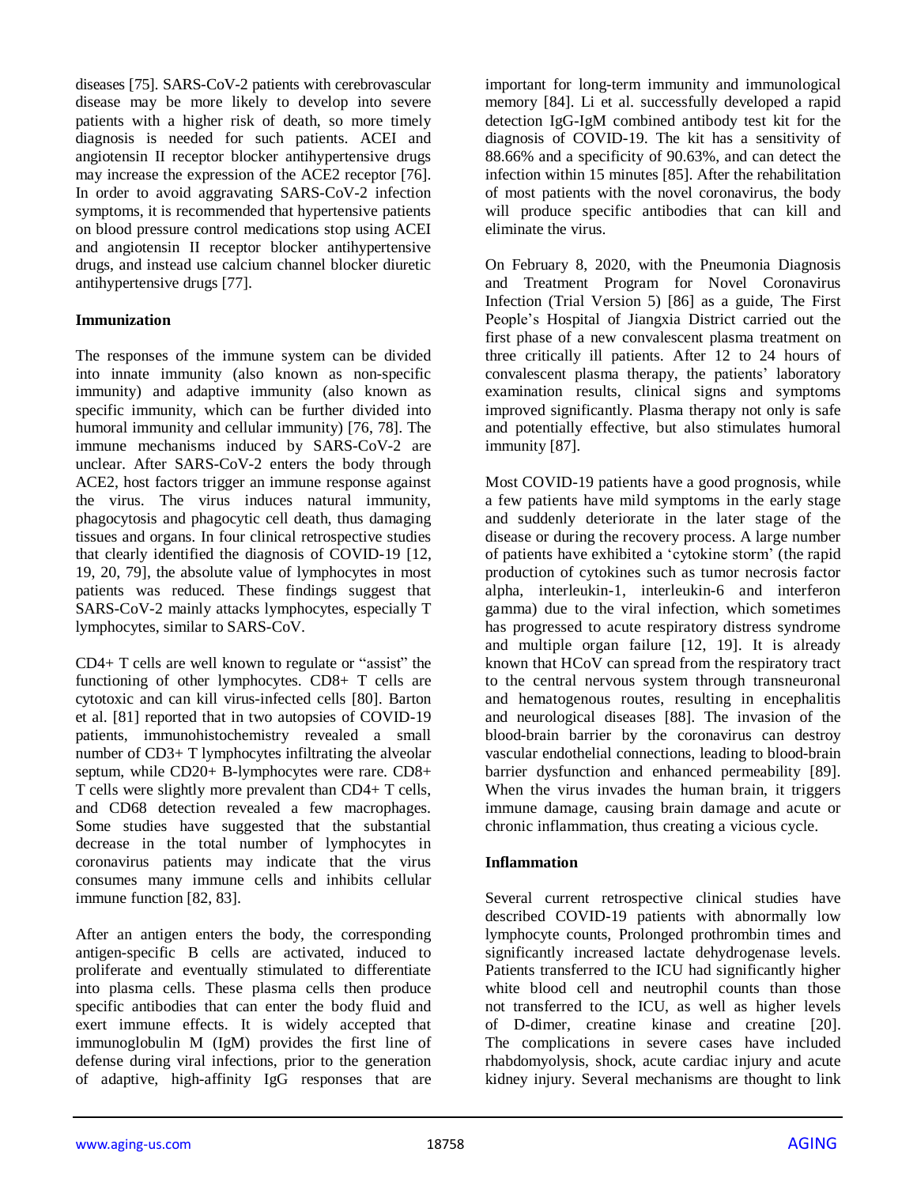diseases [75]. SARS-CoV-2 patients with cerebrovascular disease may be more likely to develop into severe patients with a higher risk of death, so more timely diagnosis is needed for such patients. ACEI and angiotensin II receptor blocker antihypertensive drugs may increase the expression of the ACE2 receptor [76]. In order to avoid aggravating SARS-CoV-2 infection symptoms, it is recommended that hypertensive patients on blood pressure control medications stop using ACEI and angiotensin II receptor blocker antihypertensive drugs, and instead use calcium channel blocker diuretic antihypertensive drugs [77].

## Immunization

The responses of the immune system can be divided into innate immunity (also known as non-specific immunity) and adaptive immunity (also known as specific immunity, which can be further divided into humoral immunity and cellular immunity) [76, 78]. The immune mechanisms induced by SARS-CoV-2 are unclear. After SARS-CoV-2 enters the body through ACE2, host factors trigger an immune response against the virus. The virus induces natural immunity, phagocytosis and phagocytic cell death, thus damaging tissues and organs. In four clinical retrospective studies that clearly identified the diagnosis of COVID-19 [12, 19, 20, 79], the absolute value of lymphocytes in most patients was reduced. These findings suggest that SARS-CoV-2 mainly attacks lymphocytes, especially T lymphocytes, similar to SARS-CoV.

CD4+ T cells are well known to regulate or "assist" the functioning of other lymphocytes. CD8+ T cells are cytotoxic and can kill virus-infected cells [80]. Barton et al. [81] reported that in two autopsies of COVID-19 patients, immunohistochemistry revealed a small number of CD3+ T lymphocytes infiltrating the alveolar septum, while CD20+ B-lymphocytes were rare. CD8+ T cells were slightly more prevalent than CD4+ T cells, and CD68 detection revealed a few macrophages. Some studies have suggested that the substantial decrease in the total number of lymphocytes in coronavirus patients may indicate that the virus consumes many immune cells and inhibits cellular immune function [82, 83].

After an antigen enters the body, the corresponding antigen-specific B cells are activated, induced to proliferate and eventually stimulated to differentiate into plasma cells. These plasma cells then produce specific antibodies that can enter the body fluid and exert immune effects. It is widely accepted that immunoglobulin M (IgM) provides the first line of defense during viral infections, prior to the generation of adaptive, high-affinity IgG responses that are important for long-term immunity and immunological memory [84]. Li et al. successfully developed a rapid detection IgG-IgM combined antibody test kit for the diagnosis of COVID-19. The kit has a sensitivity of 88.66% and a specificity of 90.63%, and can detect the infection within 15 minutes [85]. After the rehabilitation of most patients with the novel coronavirus, the body will produce specific antibodies that can kill and eliminate the virus.

On February 8, 2020, with the Pneumonia Diagnosis and Treatment Program for Novel Coronavirus Infection (Trial Version 5) [86] as a guide, The First People's Hospital of Jiangxia District carried out the first phase of a new convalescent plasma treatment on three critically ill patients. After 12 to 24 hours of convalescent plasma therapy, the patients' laboratory examination results, clinical signs and symptoms improved significantly. Plasma therapy not only is safe and potentially effective, but also stimulates humoral immunity [87].

Most COVID-19 patients have a good prognosis, while a few patients have mild symptoms in the early stage and suddenly deteriorate in the later stage of the disease or during the recovery process. A large number of patients have exhibited a 'cytokine storm' (the rapid production of cytokines such as tumor necrosis factor alpha, interleukin-1, interleukin-6 and interferon gamma) due to the viral infection, which sometimes has progressed to acute respiratory distress syndrome and multiple organ failure [12, 19]. It is already known that HCoV can spread from the respiratory tract to the central nervous system through transneuronal and hematogenous routes, resulting in encephalitis and neurological diseases [88]. The invasion of the blood-brain barrier by the coronavirus can destroy vascular endothelial connections, leading to blood-brain barrier dysfunction and enhanced permeability [89]. When the virus invades the human brain, it triggers immune damage, causing brain damage and acute or chronic inflammation, thus creating a vicious cycle.

## Inflammation

Several current retrospective clinical studies have described COVID-19 patients with abnormally low lymphocyte counts, Prolonged prothrombin times and significantly increased lactate dehydrogenase levels. Patients transferred to the ICU had significantly higher white blood cell and neutrophil counts than those not transferred to the ICU, as well as higher levels of D-dimer, creatine kinase and creatine [20]. The complications in severe cases have included rhabdomyolysis, shock, acute cardiac injury and acute kidney injury. Several mechanisms are thought to link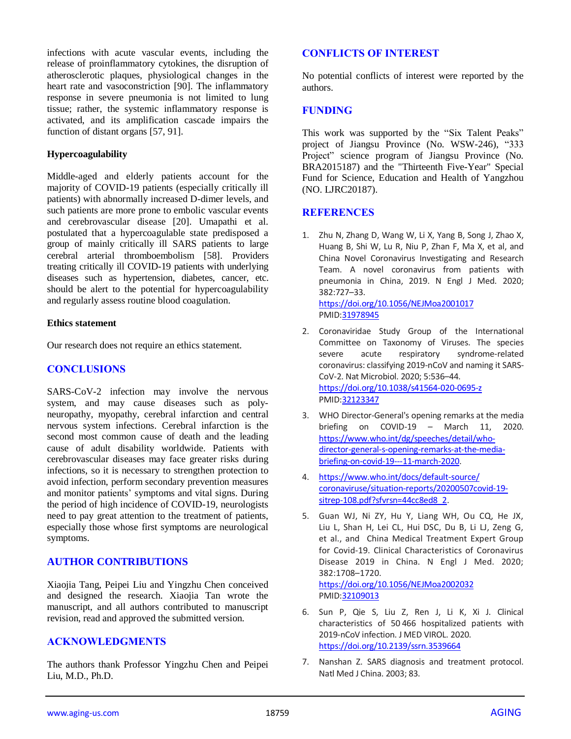infections with acute vascular events, including the release of proinflammatory cytokines, the disruption of atherosclerotic plaques, physiological changes in the heart rate and vasoconstriction [90]. The inflammatory response in severe pneumonia is not limited to lung tissue; rather, the systemic inflammatory response is activated, and its amplification cascade impairs the function of distant organs [57, 91].

### Hypercoagulability

Middle-aged and elderly patients account for the majority of COVID-19 patients (especially critically ill patients) with abnormally increased D-dimer levels, and such patients are more prone to embolic vascular events and cerebrovascular disease [20]. Umapathi et al. postulated that a hypercoagulable state predisposed a group of mainly critically ill SARS patients to large cerebral arterial thromboembolism [58]. Providers treating critically ill COVID-19 patients with underlying diseases such as hypertension, diabetes, cancer, etc. should be alert to the potential for hypercoagulability and regularly assess routine blood coagulation.

### Ethics statement

Our research does not require an ethics statement.

## CONCLUSIONS

SARS-CoV-2 infection may involve the nervous system, and may cause diseases such as poly-neuropathy, myopathy, cerebral infarction and central nervous system infections. Cerebral infarction is the second most common cause of death and the leading cause of adult disability worldwide. Patients with cerebrovascular diseases may face greater risks during infections, so it is necessary to strengthen protection to avoid infection, perform secondary prevention measures and monitor patients' symptoms and vital signs. During the period of high incidence of COVID-19, neurologists need to pay great attention to the treatment of patients, especially those whose first symptoms are neurological symptoms.

## AUTHOR CONTRIBUTIONS

Xiaojia Tang, Peipei Liu and Yingzhu Chen conceived and designed the research. Xiaojia Tan wrote the manuscript, and all authors contributed to manuscript revision, read and approved the submitted version.

## ACKNOWLEDGMENTS

The authors thank Professor Yingzhu Chen and Peipei Liu, M.D., Ph.D.

## CONFLICTS OF INTEREST

No potential conflicts of interest were reported by the authors.

## FUNDING

This work was supported by the "Six Talent Peaks" project of Jiangsu Province (No. WSW-246), "333 Project" science program of Jiangsu Province (No. BRA2015187) and the "Thirteenth Five-Year" Special Fund for Science, Education and Health of Yangzhou (NO. LJRC20187).

## REFERENCES

1. Zhu N, Zhang D, Wang W, Li X, Yang B, Song J, Zhao X, Huang B, Shi W, Lu R, Niu P, Zhan F, Ma X, et al, and China Novel Coronavirus Investigating and Research Team. A novel coronavirus from patients with pneumonia in China, 2019. N Engl J Med. 2020; 382:727–33.
   https://doi.org/10.1056/NEJMoa2001017
   PMID:31978945

2. Coronaviridae Study Group of the International Committee on Taxonomy of Viruses. The species severe acute respiratory syndrome-related coronavirus: classifying 2019-nCoV and naming it SARS-CoV-2. Nat Microbiol. 2020; 5:536–44.
   https://doi.org/10.1038/s41564-020-0695-z
   PMID:32123347

3. WHO Director-General's opening remarks at the media briefing on COVID-19 – March 11, 2020. https://www.who.int/dg/speeches/detail/who-director-general-s-opening-remarks-at-the-media-briefing-on-covid-19---11-march-2020.

4. https://www.who.int/docs/default-source/coronaviruse/situation-reports/20200507covid-19-sitrep-108.pdf?sfvrsn=44cc8ed8_2.

5. Guan WJ, Ni ZY, Hu Y, Liang WH, Ou CQ, He JX, Liu L, Shan H, Lei CL, Hui DSC, Du B, Li LJ, Zeng G, et al., and China Medical Treatment Expert Group for Covid-19. Clinical Characteristics of Coronavirus Disease 2019 in China. N Engl J Med. 2020; 382:1708–1720.
   https://doi.org/10.1056/NEJMoa2002032
   PMID:32109013

6. Sun P, Qie S, Liu Z, Ren J, Li K, Xi J. Clinical characteristics of 50 466 hospitalized patients with 2019-nCoV infection. J MED VIROL. 2020.
   https://doi.org/10.2139/ssrn.3539664

7. Nanshan Z. SARS diagnosis and treatment protocol. Natl Med J China. 2003; 83.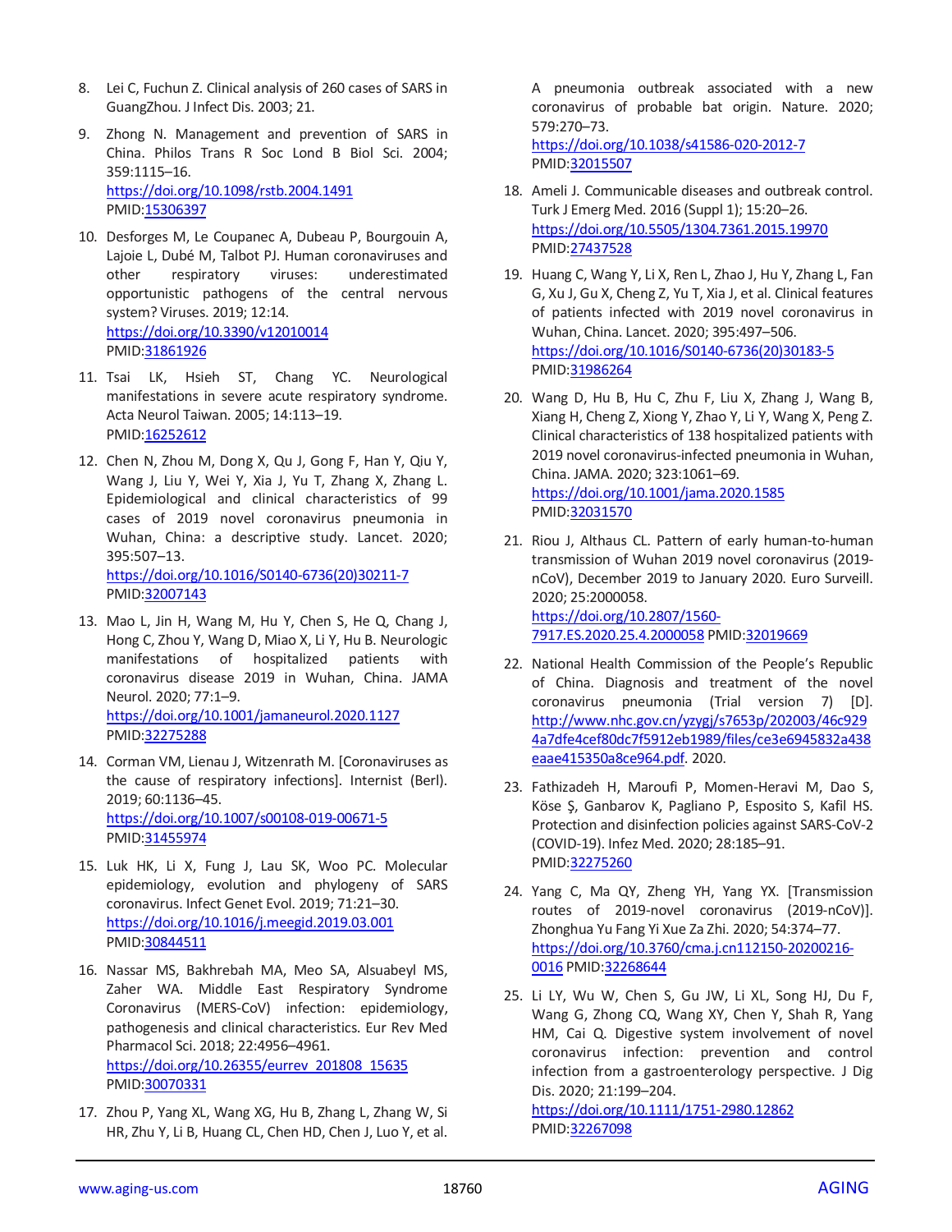8. Lei C, Fuchun Z. Clinical analysis of 260 cases of SARS in GuangZhou. J Infect Dis. 2003; 21.

9. Zhong N. Management and prevention of SARS in China. Philos Trans R Soc Lond B Biol Sci. 2004; 359:1115–16. https://doi.org/10.1098/rstb.2004.1491 PMID:15306397

10. Desforges M, Le Coupanec A, Dubeau P, Bourgouin A, Lajoie L, Dubé M, Talbot PJ. Human coronaviruses and other respiratory viruses: underestimated opportunistic pathogens of the central nervous system? Viruses. 2019; 12:14. https://doi.org/10.3390/v12010014 PMID:31861926

11. Tsai LK, Hsieh ST, Chang YC. Neurological manifestations in severe acute respiratory syndrome. Acta Neurol Taiwan. 2005; 14:113–19. PMID:16252612

12. Chen N, Zhou M, Dong X, Qu J, Gong F, Han Y, Qiu Y, Wang J, Liu Y, Wei Y, Xia J, Yu T, Zhang X, Zhang L. Epidemiological and clinical characteristics of 99 cases of 2019 novel coronavirus pneumonia in Wuhan, China: a descriptive study. Lancet. 2020; 395:507–13. https://doi.org/10.1016/S0140-6736(20)30211-7 PMID:32007143

13. Mao L, Jin H, Wang M, Hu Y, Chen S, He Q, Chang J, Hong C, Zhou Y, Wang D, Miao X, Li Y, Hu B. Neurologic manifestations of hospitalized patients with coronavirus disease 2019 in Wuhan, China. JAMA Neurol. 2020; 77:1–9. https://doi.org/10.1001/jamaneurol.2020.1127 PMID:32275288

14. Corman VM, Lienau J, Witzenrath M. [Coronaviruses as the cause of respiratory infections]. Internist (Berl). 2019; 60:1136–45. https://doi.org/10.1007/s00108-019-00671-5 PMID:31455974

15. Luk HK, Li X, Fung J, Lau SK, Woo PC. Molecular epidemiology, evolution and phylogeny of SARS coronavirus. Infect Genet Evol. 2019; 71:21–30. https://doi.org/10.1016/j.meegid.2019.03.001 PMID:30844511

16. Nassar MS, Bakhrebah MA, Meo SA, Alsuabeyl MS, Zaher WA. Middle East Respiratory Syndrome Coronavirus (MERS-CoV) infection: epidemiology, pathogenesis and clinical characteristics. Eur Rev Med Pharmacol Sci. 2018; 22:4956–4961. https://doi.org/10.26355/eurrev_201808_15635 PMID:30070331

17. Zhou P, Yang XL, Wang XG, Hu B, Zhang L, Zhang W, Si HR, Zhu Y, Li B, Huang CL, Chen HD, Chen J, Luo Y, et al. A pneumonia outbreak associated with a new coronavirus of probable bat origin. Nature. 2020; 579:270–73. https://doi.org/10.1038/s41586-020-2012-7 PMID:32015507

18. Ameli J. Communicable diseases and outbreak control. Turk J Emerg Med. 2016 (Suppl 1); 15:20–26. https://doi.org/10.5505/1304.7361.2015.19970 PMID:27437528

19. Huang C, Wang Y, Li X, Ren L, Zhao J, Hu Y, Zhang L, Fan G, Xu J, Gu X, Cheng Z, Yu T, Xia J, et al. Clinical features of patients infected with 2019 novel coronavirus in Wuhan, China. Lancet. 2020; 395:497–506. https://doi.org/10.1016/S0140-6736(20)30183-5 PMID:31986264

20. Wang D, Hu B, Hu C, Zhu F, Liu X, Zhang J, Wang B, Xiang H, Cheng Z, Xiong Y, Zhao Y, Li Y, Wang X, Peng Z. Clinical characteristics of 138 hospitalized patients with 2019 novel coronavirus-infected pneumonia in Wuhan, China. JAMA. 2020; 323:1061–69. https://doi.org/10.1001/jama.2020.1585 PMID:32031570

21. Riou J, Althaus CL. Pattern of early human-to-human transmission of Wuhan 2019 novel coronavirus (2019-nCoV), December 2019 to January 2020. Euro Surveill. 2020; 25:2000058. https://doi.org/10.2807/1560-7917.ES.2020.25.4.2000058 PMID:32019669

22. National Health Commission of the People's Republic of China. Diagnosis and treatment of the novel coronavirus pneumonia (Trial version 7) [D]. http://www.nhc.gov.cn/yzygj/s7653p/202003/46c9294a7dfe4cef80dc7f5912eb1989/files/ce3e6945832a438eaae415350a8ce964.pdf. 2020.

23. Fathizadeh H, Maroufi P, Momen-Heravi M, Dao S, Köse Ş, Ganbarov K, Pagliano P, Esposito S, Kafil HS. Protection and disinfection policies against SARS-CoV-2 (COVID-19). Infez Med. 2020; 28:185–91. PMID:32275260

24. Yang C, Ma QY, Zheng YH, Yang YX. [Transmission routes of 2019-novel coronavirus (2019-nCoV)]. Zhonghua Yu Fang Yi Xue Za Zhi. 2020; 54:374–77. https://doi.org/10.3760/cma.j.cn112150-20200216-0016 PMID:32268644

25. Li LY, Wu W, Chen S, Gu JW, Li XL, Song HJ, Du F, Wang G, Zhong CQ, Wang XY, Chen Y, Shah R, Yang HM, Cai Q. Digestive system involvement of novel coronavirus infection: prevention and control infection from a gastroenterology perspective. J Dig Dis. 2020; 21:199–204. https://doi.org/10.1111/1751-2980.12862 PMID:32267098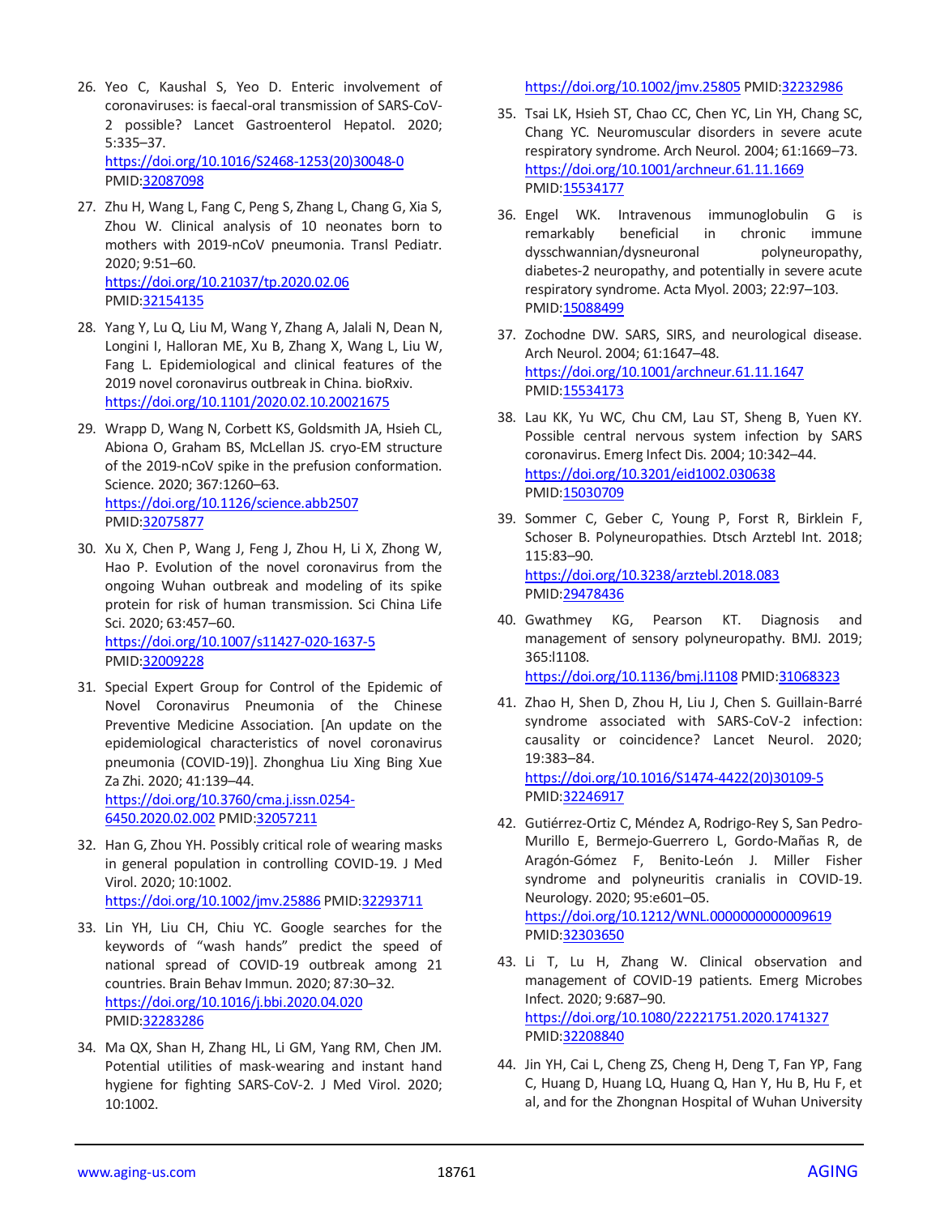26. Yeo C, Kaushal S, Yeo D. Enteric involvement of coronaviruses: is faecal-oral transmission of SARS-CoV-2 possible? Lancet Gastroenterol Hepatol. 2020; 5:335–37. https://doi.org/10.1016/S2468-1253(20)30048-0 PMID:32087098

27. Zhu H, Wang L, Fang C, Peng S, Zhang L, Chang G, Xia S, Zhou W. Clinical analysis of 10 neonates born to mothers with 2019-nCoV pneumonia. Transl Pediatr. 2020; 9:51–60. https://doi.org/10.21037/tp.2020.02.06 PMID:32154135

28. Yang Y, Lu Q, Liu M, Wang Y, Zhang A, Jalali N, Dean N, Longini I, Halloran ME, Xu B, Zhang X, Wang L, Liu W, Fang L. Epidemiological and clinical features of the 2019 novel coronavirus outbreak in China. bioRxiv. https://doi.org/10.1101/2020.02.10.20021675

29. Wrapp D, Wang N, Corbett KS, Goldsmith JA, Hsieh CL, Abiona O, Graham BS, McLellan JS. cryo-EM structure of the 2019-nCoV spike in the prefusion conformation. Science. 2020; 367:1260–63. https://doi.org/10.1126/science.abb2507 PMID:32075877

30. Xu X, Chen P, Wang J, Feng J, Zhou H, Li X, Zhong W, Hao P. Evolution of the novel coronavirus from the ongoing Wuhan outbreak and modeling of its spike protein for risk of human transmission. Sci China Life Sci. 2020; 63:457–60. https://doi.org/10.1007/s11427-020-1637-5 PMID:32009228

31. Special Expert Group for Control of the Epidemic of Novel Coronavirus Pneumonia of the Chinese Preventive Medicine Association. [An update on the epidemiological characteristics of novel coronavirus pneumonia (COVID-19)]. Zhonghua Liu Xing Bing Xue Za Zhi. 2020; 41:139–44. https://doi.org/10.3760/cma.j.issn.0254-6450.2020.02.002 PMID:32057211

32. Han G, Zhou YH. Possibly critical role of wearing masks in general population in controlling COVID-19. J Med Virol. 2020; 10:1002. https://doi.org/10.1002/jmv.25886 PMID:32293711

33. Lin YH, Liu CH, Chiu YC. Google searches for the keywords of "wash hands" predict the speed of national spread of COVID-19 outbreak among 21 countries. Brain Behav Immun. 2020; 87:30–32. https://doi.org/10.1016/j.bbi.2020.04.020 PMID:32283286

34. Ma QX, Shan H, Zhang HL, Li GM, Yang RM, Chen JM. Potential utilities of mask-wearing and instant hand hygiene for fighting SARS-CoV-2. J Med Virol. 2020; 10:1002. https://doi.org/10.1002/jmv.25805 PMID:32232986

35. Tsai LK, Hsieh ST, Chao CC, Chen YC, Lin YH, Chang SC, Chang YC. Neuromuscular disorders in severe acute respiratory syndrome. Arch Neurol. 2004; 61:1669–73. https://doi.org/10.1001/archneur.61.11.1669 PMID:15534177

36. Engel WK. Intravenous immunoglobulin G is remarkably beneficial in chronic immune dysschwannian/dysneuronal polyneuropathy, diabetes-2 neuropathy, and potentially in severe acute respiratory syndrome. Acta Myol. 2003; 22:97–103. PMID:15088499

37. Zochodne DW. SARS, SIRS, and neurological disease. Arch Neurol. 2004; 61:1647–48. https://doi.org/10.1001/archneur.61.11.1647 PMID:15534173

38. Lau KK, Yu WC, Chu CM, Lau ST, Sheng B, Yuen KY. Possible central nervous system infection by SARS coronavirus. Emerg Infect Dis. 2004; 10:342–44. https://doi.org/10.3201/eid1002.030638 PMID:15030709

39. Sommer C, Geber C, Young P, Forst R, Birklein F, Schoser B. Polyneuropathies. Dtsch Arztebl Int. 2018; 115:83–90. https://doi.org/10.3238/arztebl.2018.083 PMID:29478436

40. Gwathmey KG, Pearson KT. Diagnosis and management of sensory polyneuropathy. BMJ. 2019; 365:l1108. https://doi.org/10.1136/bmj.l1108 PMID:31068323

41. Zhao H, Shen D, Zhou H, Liu J, Chen S. Guillain-Barré syndrome associated with SARS-CoV-2 infection: causality or coincidence? Lancet Neurol. 2020; 19:383–84. https://doi.org/10.1016/S1474-4422(20)30109-5 PMID:32246917

42. Gutiérrez-Ortiz C, Méndez A, Rodrigo-Rey S, San Pedro-Murillo E, Bermejo-Guerrero L, Gordo-Mañas R, de Aragón-Gómez F, Benito-León J. Miller Fisher syndrome and polyneuritis cranialis in COVID-19. Neurology. 2020; 95:e601–05. https://doi.org/10.1212/WNL.0000000000009619 PMID:32303650

43. Li T, Lu H, Zhang W. Clinical observation and management of COVID-19 patients. Emerg Microbes Infect. 2020; 9:687–90. https://doi.org/10.1080/22221751.2020.1741327 PMID:32208840

44. Jin YH, Cai L, Cheng ZS, Cheng H, Deng T, Fan YP, Fang C, Huang D, Huang LQ, Huang Q, Han Y, Hu B, Hu F, et al, and for the Zhongnan Hospital of Wuhan University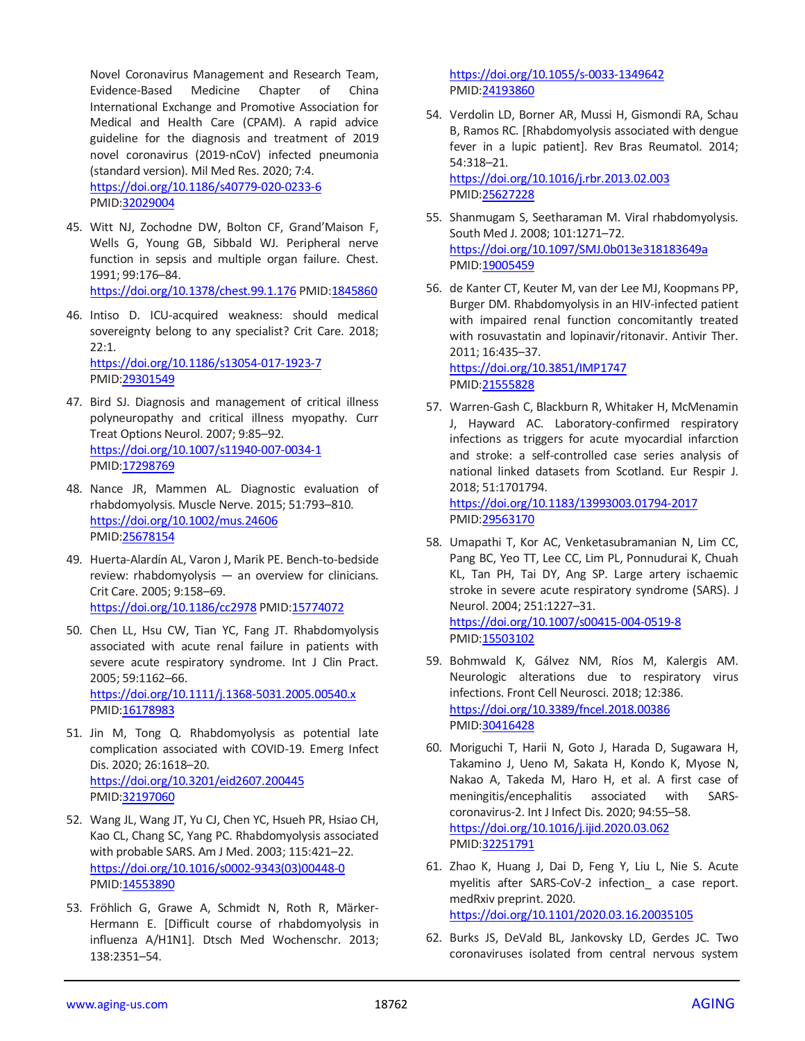Novel Coronavirus Management and Research Team, Evidence-Based Medicine Chapter of China International Exchange and Promotive Association for Medical and Health Care (CPAM). A rapid advice guideline for the diagnosis and treatment of 2019 novel coronavirus (2019-nCoV) infected pneumonia (standard version). Mil Med Res. 2020; 7:4. https://doi.org/10.1186/s40779-020-0233-6 PMID:32029004

45. Witt NJ, Zochodne DW, Bolton CF, Grand'Maison F, Wells G, Young GB, Sibbald WJ. Peripheral nerve function in sepsis and multiple organ failure. Chest. 1991; 99:176–84. https://doi.org/10.1378/chest.99.1.176 PMID:1845860

46. Intiso D. ICU-acquired weakness: should medical sovereignty belong to any specialist? Crit Care. 2018; 22:1. https://doi.org/10.1186/s13054-017-1923-7 PMID:29301549

47. Bird SJ. Diagnosis and management of critical illness polyneuropathy and critical illness myopathy. Curr Treat Options Neurol. 2007; 9:85–92. https://doi.org/10.1007/s11940-007-0034-1 PMID:17298769

48. Nance JR, Mammen AL. Diagnostic evaluation of rhabdomyolysis. Muscle Nerve. 2015; 51:793–810. https://doi.org/10.1002/mus.24606 PMID:25678154

49. Huerta-Alardín AL, Varon J, Marik PE. Bench-to-bedside review: rhabdomyolysis — an overview for clinicians. Crit Care. 2005; 9:158–69. https://doi.org/10.1186/cc2978 PMID:15774072

50. Chen LL, Hsu CW, Tian YC, Fang JT. Rhabdomyolysis associated with acute renal failure in patients with severe acute respiratory syndrome. Int J Clin Pract. 2005; 59:1162–66. https://doi.org/10.1111/j.1368-5031.2005.00540.x PMID:16178983

51. Jin M, Tong Q. Rhabdomyolysis as potential late complication associated with COVID-19. Emerg Infect Dis. 2020; 26:1618–20. https://doi.org/10.3201/eid2607.200445 PMID:32197060

52. Wang JL, Wang JT, Yu CJ, Chen YC, Hsueh PR, Hsiao CH, Kao CL, Chang SC, Yang PC. Rhabdomyolysis associated with probable SARS. Am J Med. 2003; 115:421–22. https://doi.org/10.1016/s0002-9343(03)00448-0 PMID:14553890

53. Fröhlich G, Grawe A, Schmidt N, Roth R, Märker-Hermann E. [Difficult course of rhabdomyolysis in influenza A/H1N1]. Dtsch Med Wochenschr. 2013; 138:2351–54. https://doi.org/10.1055/s-0033-1349642 PMID:24193860

54. Verdolin LD, Borner AR, Mussi H, Gismondi RA, Schau B, Ramos RC. [Rhabdomyolysis associated with dengue fever in a lupic patient]. Rev Bras Reumatol. 2014; 54:318–21. https://doi.org/10.1016/j.rbr.2013.02.003 PMID:25627228

55. Shanmugam S, Seetharaman M. Viral rhabdomyolysis. South Med J. 2008; 101:1271–72. https://doi.org/10.1097/SMJ.0b013e318183649a PMID:19005459

56. de Kanter CT, Keuter M, van der Lee MJ, Koopmans PP, Burger DM. Rhabdomyolysis in an HIV-infected patient with impaired renal function concomitantly treated with rosuvastatin and lopinavir/ritonavir. Antivir Ther. 2011; 16:435–37. https://doi.org/10.3851/IMP1747 PMID:21555828

57. Warren-Gash C, Blackburn R, Whitaker H, McMenamin J, Hayward AC. Laboratory-confirmed respiratory infections as triggers for acute myocardial infarction and stroke: a self-controlled case series analysis of national linked datasets from Scotland. Eur Respir J. 2018; 51:1701794. https://doi.org/10.1183/13993003.01794-2017 PMID:29563170

58. Umapathi T, Kor AC, Venketasubramanian N, Lim CC, Pang BC, Yeo TT, Lee CC, Lim PL, Ponnudurai K, Chuah KL, Tan PH, Tai DY, Ang SP. Large artery ischaemic stroke in severe acute respiratory syndrome (SARS). J Neurol. 2004; 251:1227–31. https://doi.org/10.1007/s00415-004-0519-8 PMID:15503102

59. Bohmwald K, Gálvez NM, Ríos M, Kalergis AM. Neurologic alterations due to respiratory virus infections. Front Cell Neurosci. 2018; 12:386. https://doi.org/10.3389/fncel.2018.00386 PMID:30416428

60. Moriguchi T, Harii N, Goto J, Harada D, Sugawara H, Takamino J, Ueno M, Sakata H, Kondo K, Myose N, Nakao A, Takeda M, Haro H, et al. A first case of meningitis/encephalitis associated with SARS-coronavirus-2. Int J Infect Dis. 2020; 94:55–58. https://doi.org/10.1016/j.ijid.2020.03.062 PMID:32251791

61. Zhao K, Huang J, Dai D, Feng Y, Liu L, Nie S. Acute myelitis after SARS-CoV-2 infection_ a case report. medRxiv preprint. 2020. https://doi.org/10.1101/2020.03.16.20035105

62. Burks JS, DeVald BL, Jankovsky LD, Gerdes JC. Two coronaviruses isolated from central nervous system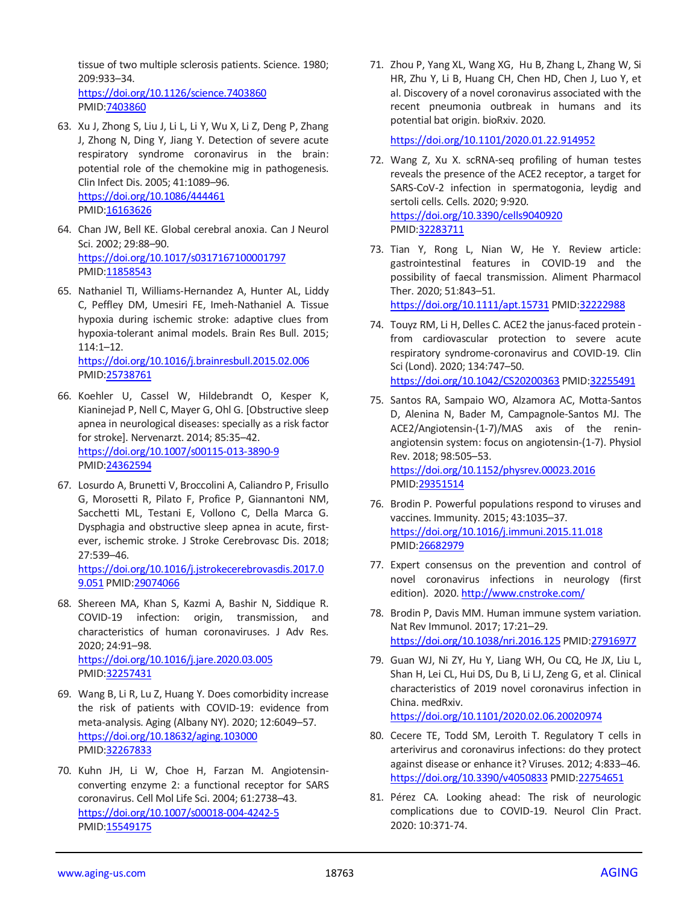tissue of two multiple sclerosis patients. Science. 1980; 209:933–34.
https://doi.org/10.1126/science.7403860
PMID:7403860

63. Xu J, Zhong S, Liu J, Li L, Li Y, Wu X, Li Z, Deng P, Zhang J, Zhong N, Ding Y, Jiang Y. Detection of severe acute respiratory syndrome coronavirus in the brain: potential role of the chemokine mig in pathogenesis. Clin Infect Dis. 2005; 41:1089–96.
https://doi.org/10.1086/444461
PMID:16163626

64. Chan JW, Bell KE. Global cerebral anoxia. Can J Neurol Sci. 2002; 29:88–90.
https://doi.org/10.1017/s0317167100001797
PMID:11858543

65. Nathaniel TI, Williams-Hernandez A, Hunter AL, Liddy C, Peffley DM, Umesiri FE, Imeh-Nathaniel A. Tissue hypoxia during ischemic stroke: adaptive clues from hypoxia-tolerant animal models. Brain Res Bull. 2015; 114:1–12.
https://doi.org/10.1016/j.brainresbull.2015.02.006
PMID:25738761

66. Koehler U, Cassel W, Hildebrandt O, Kesper K, Kianinejad P, Nell C, Mayer G, Ohl G. [Obstructive sleep apnea in neurological diseases: specially as a risk factor for stroke]. Nervenarzt. 2014; 85:35–42.
https://doi.org/10.1007/s00115-013-3890-9
PMID:24362594

67. Losurdo A, Brunetti V, Broccolini A, Caliandro P, Frisullo G, Morosetti R, Pilato F, Profice P, Giannantoni NM, Sacchetti ML, Testani E, Vollono C, Della Marca G. Dysphagia and obstructive sleep apnea in acute, first-ever, ischemic stroke. J Stroke Cerebrovasc Dis. 2018; 27:539–46.
https://doi.org/10.1016/j.jstrokecerebrovasdis.2017.09.051 PMID:29074066

68. Shereen MA, Khan S, Kazmi A, Bashir N, Siddique R. COVID-19 infection: origin, transmission, and characteristics of human coronaviruses. J Adv Res. 2020; 24:91–98.
https://doi.org/10.1016/j.jare.2020.03.005
PMID:32257431

69. Wang B, Li R, Lu Z, Huang Y. Does comorbidity increase the risk of patients with COVID-19: evidence from meta-analysis. Aging (Albany NY). 2020; 12:6049–57.
https://doi.org/10.18632/aging.103000
PMID:32267833

70. Kuhn JH, Li W, Choe H, Farzan M. Angiotensin-converting enzyme 2: a functional receptor for SARS coronavirus. Cell Mol Life Sci. 2004; 61:2738–43.
https://doi.org/10.1007/s00018-004-4242-5
PMID:15549175

71. Zhou P, Yang XL, Wang XG, Hu B, Zhang L, Zhang W, Si HR, Zhu Y, Li B, Huang CH, Chen HD, Chen J, Luo Y, et al. Discovery of a novel coronavirus associated with the recent pneumonia outbreak in humans and its potential bat origin. bioRxiv. 2020.
https://doi.org/10.1101/2020.01.22.914952

72. Wang Z, Xu X. scRNA-seq profiling of human testes reveals the presence of the ACE2 receptor, a target for SARS-CoV-2 infection in spermatogonia, leydig and sertoli cells. Cells. 2020; 9:920.
https://doi.org/10.3390/cells9040920
PMID:32283711

73. Tian Y, Rong L, Nian W, He Y. Review article: gastrointestinal features in COVID-19 and the possibility of faecal transmission. Aliment Pharmacol Ther. 2020; 51:843–51.
https://doi.org/10.1111/apt.15731 PMID:32222988

74. Touyz RM, Li H, Delles C. ACE2 the janus-faced protein - from cardiovascular protection to severe acute respiratory syndrome-coronavirus and COVID-19. Clin Sci (Lond). 2020; 134:747–50.
https://doi.org/10.1042/CS20200363 PMID:32255491

75. Santos RA, Sampaio WO, Alzamora AC, Motta-Santos D, Alenina N, Bader M, Campagnole-Santos MJ. The ACE2/Angiotensin-(1-7)/MAS axis of the renin-angiotensin system: focus on angiotensin-(1-7). Physiol Rev. 2018; 98:505–53.
https://doi.org/10.1152/physrev.00023.2016
PMID:29351514

76. Brodin P. Powerful populations respond to viruses and vaccines. Immunity. 2015; 43:1035–37.
https://doi.org/10.1016/j.immuni.2015.11.018
PMID:26682979

77. Expert consensus on the prevention and control of novel coronavirus infections in neurology (first edition). 2020. http://www.cnstroke.com/

78. Brodin P, Davis MM. Human immune system variation. Nat Rev Immunol. 2017; 17:21–29.
https://doi.org/10.1038/nri.2016.125 PMID:27916977

79. Guan WJ, Ni ZY, Hu Y, Liang WH, Ou CQ, He JX, Liu L, Shan H, Lei CL, Hui DS, Du B, Li LJ, Zeng G, et al. Clinical characteristics of 2019 novel coronavirus infection in China. medRxiv.
https://doi.org/10.1101/2020.02.06.20020974

80. Cecere TE, Todd SM, Leroith T. Regulatory T cells in arterivirus and coronavirus infections: do they protect against disease or enhance it? Viruses. 2012; 4:833–46.
https://doi.org/10.3390/v4050833 PMID:22754651

81. Pérez CA. Looking ahead: The risk of neurologic complications due to COVID-19. Neurol Clin Pract. 2020: 10:371-74.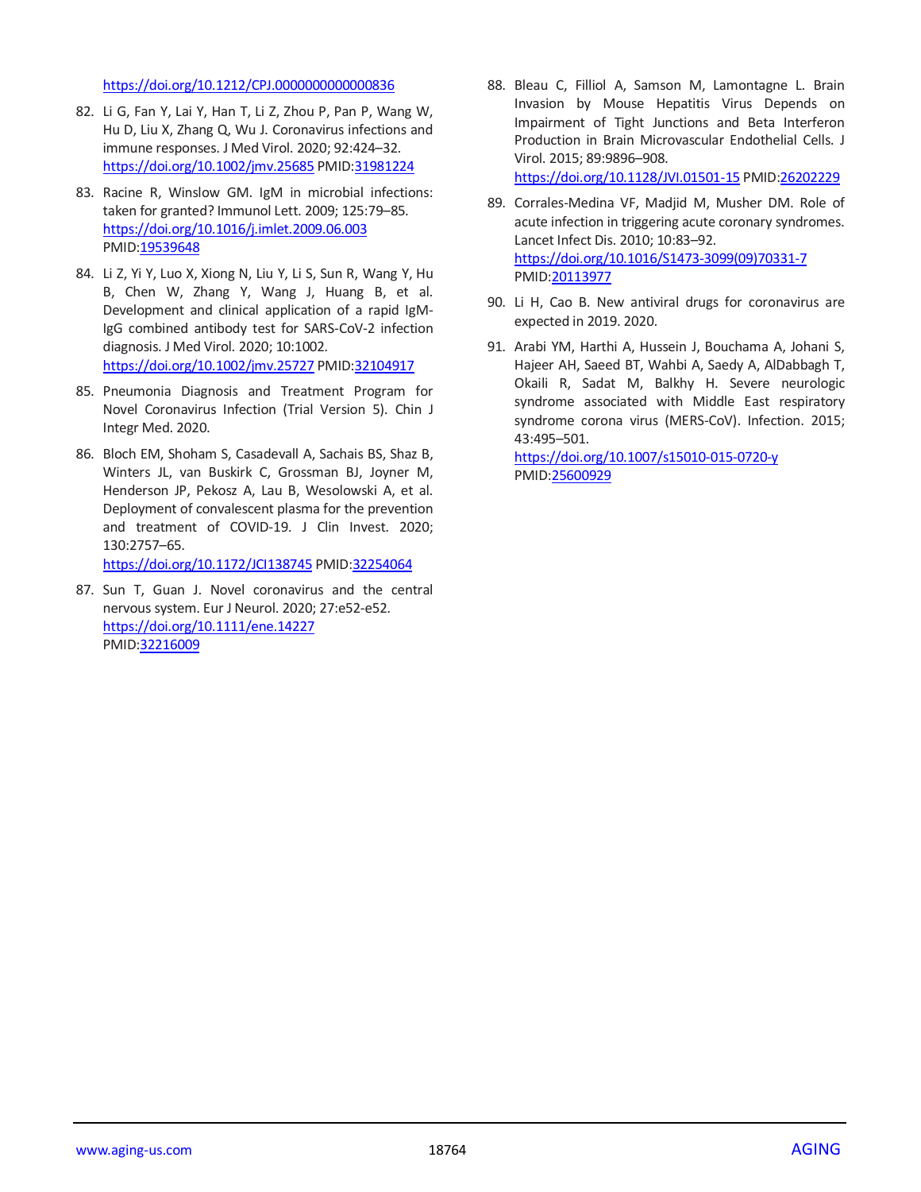https://doi.org/10.1212/CPJ.0000000000000836

82. Li G, Fan Y, Lai Y, Han T, Li Z, Zhou P, Pan P, Wang W, Hu D, Liu X, Zhang Q, Wu J. Coronavirus infections and immune responses. J Med Virol. 2020; 92:424–32. https://doi.org/10.1002/jmv.25685 PMID:31981224

83. Racine R, Winslow GM. IgM in microbial infections: taken for granted? Immunol Lett. 2009; 125:79–85. https://doi.org/10.1016/j.imlet.2009.06.003 PMID:19539648

84. Li Z, Yi Y, Luo X, Xiong N, Liu Y, Li S, Sun R, Wang Y, Hu B, Chen W, Zhang Y, Wang J, Huang B, et al. Development and clinical application of a rapid IgM-IgG combined antibody test for SARS-CoV-2 infection diagnosis. J Med Virol. 2020; 10:1002. https://doi.org/10.1002/jmv.25727 PMID:32104917

85. Pneumonia Diagnosis and Treatment Program for Novel Coronavirus Infection (Trial Version 5). Chin J Integr Med. 2020.

86. Bloch EM, Shoham S, Casadevall A, Sachais BS, Shaz B, Winters JL, van Buskirk C, Grossman BJ, Joyner M, Henderson JP, Pekosz A, Lau B, Wesolowski A, et al. Deployment of convalescent plasma for the prevention and treatment of COVID-19. J Clin Invest. 2020; 130:2757–65. https://doi.org/10.1172/JCI138745 PMID:32254064

87. Sun T, Guan J. Novel coronavirus and the central nervous system. Eur J Neurol. 2020; 27:e52-e52. https://doi.org/10.1111/ene.14227 PMID:32216009

88. Bleau C, Filliol A, Samson M, Lamontagne L. Brain Invasion by Mouse Hepatitis Virus Depends on Impairment of Tight Junctions and Beta Interferon Production in Brain Microvascular Endothelial Cells. J Virol. 2015; 89:9896–908. https://doi.org/10.1128/JVI.01501-15 PMID:26202229

89. Corrales-Medina VF, Madjid M, Musher DM. Role of acute infection in triggering acute coronary syndromes. Lancet Infect Dis. 2010; 10:83–92. https://doi.org/10.1016/S1473-3099(09)70331-7 PMID:20113977

90. Li H, Cao B. New antiviral drugs for coronavirus are expected in 2019. 2020.

91. Arabi YM, Harthi A, Hussein J, Bouchama A, Johani S, Hajeer AH, Saeed BT, Wahbi A, Saedy A, AlDabbagh T, Okaili R, Sadat M, Balkhy H. Severe neurologic syndrome associated with Middle East respiratory syndrome corona virus (MERS-CoV). Infection. 2015; 43:495–501. https://doi.org/10.1007/s15010-015-0720-y PMID:25600929